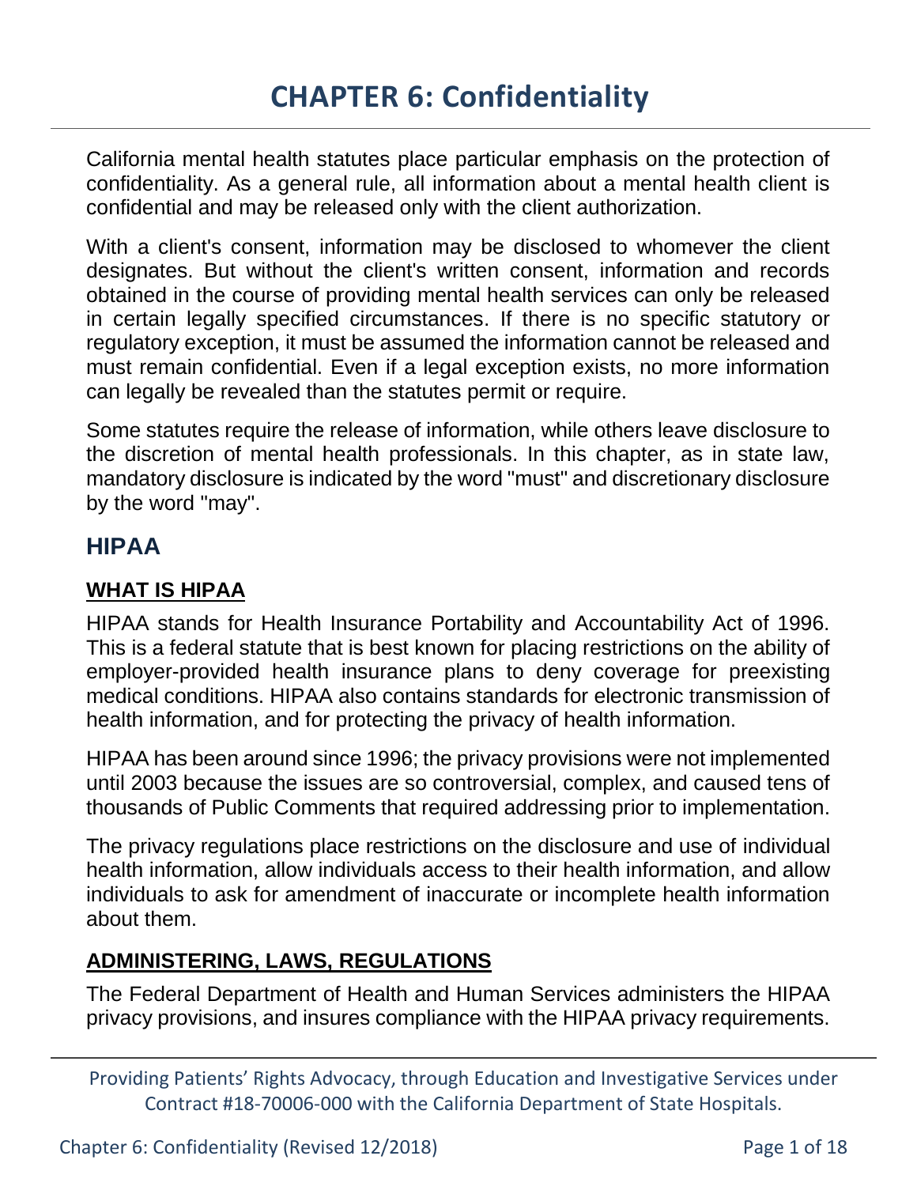# CHAPTER 6: Confidentiality

California mental health statutes place particular emphasis on the protection of confidentiality. As a general rule, all information about a mental health client is confidential and may be released only with the client authorization.

With a client's consent, information may be disclosed to whomever the client designates. But without the client's written consent, information and records obtained in the course of providing mental health services can only be released in certain legally specified circumstances. If there is no specific statutory or regulatory exception, it must be assumed the information cannot be released and must remain confidential. Even if a legal exception exists, no more information can legally be revealed than the statutes permit or require.

Some statutes require the release of information, while others leave disclosure to the discretion of mental health professionals. In this chapter, as in state law, mandatory disclosure is indicated by the word "must" and discretionary disclosure by the word "may".

## HIPAA

### WHAT IS HIPAA

HIPAA stands for Health Insurance Portability and Accountability Act of 1996. This is a federal statute that is best known for placing restrictions on the ability of employer-provided health insurance plans to deny coverage for preexisting medical conditions. HIPAA also contains standards for electronic transmission of health information, and for protecting the privacy of health information.

HIPAA has been around since 1996; the privacy provisions were not implemented until 2003 because the issues are so controversial, complex, and caused tens of thousands of Public Comments that required addressing prior to implementation.

The privacy regulations place restrictions on the disclosure and use of individual health information, allow individuals access to their health information, and allow individuals to ask for amendment of inaccurate or incomplete health information about them.

### ADMINISTERING, LAWS, REGULATIONS

The Federal Department of Health and Human Services administers the HIPAA privacy provisions, and insures compliance with the HIPAA privacy requirements.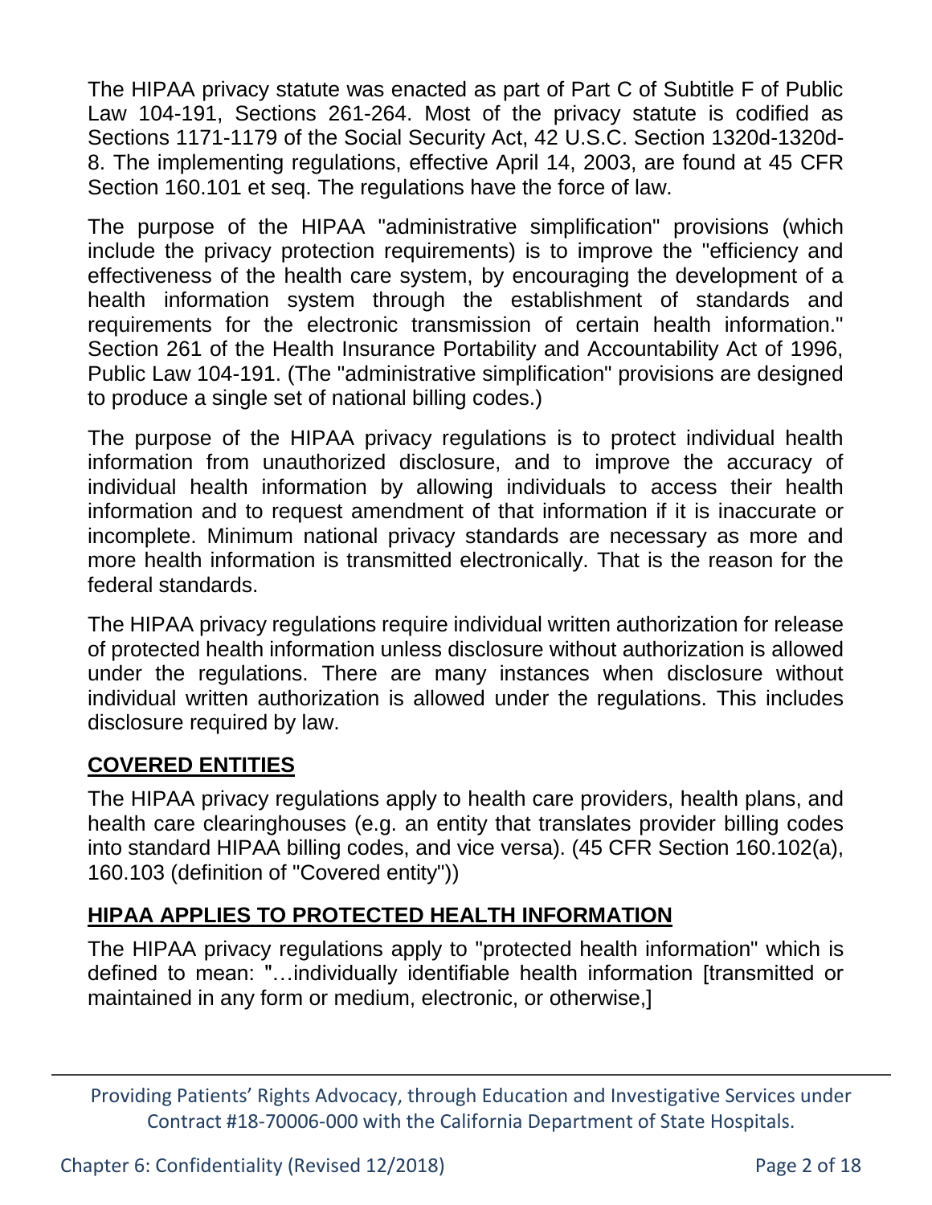The HIPAA privacy statute was enacted as part of Part C of Subtitle F of Public Law 104-191, Sections 261-264. Most of the privacy statute is codified as Sections 1171-1179 of the Social Security Act, 42 U.S.C. Section 1320d-1320d-8. The implementing regulations, effective April 14, 2003, are found at 45 CFR Section 160.101 et seq. The regulations have the force of law.

The purpose of the HIPAA "administrative simplification" provisions (which include the privacy protection requirements) is to improve the "efficiency and effectiveness of the health care system, by encouraging the development of a health information system through the establishment of standards and requirements for the electronic transmission of certain health information." Section 261 of the Health Insurance Portability and Accountability Act of 1996, Public Law 104-191. (The "administrative simplification" provisions are designed to produce a single set of national billing codes.)

The purpose of the HIPAA privacy regulations is to protect individual health information from unauthorized disclosure, and to improve the accuracy of individual health information by allowing individuals to access their health information and to request amendment of that information if it is inaccurate or incomplete. Minimum national privacy standards are necessary as more and more health information is transmitted electronically. That is the reason for the federal standards.

The HIPAA privacy regulations require individual written authorization for release of protected health information unless disclosure without authorization is allowed under the regulations. There are many instances when disclosure without individual written authorization is allowed under the regulations. This includes disclosure required by law.

## COVERED ENTITIES

The HIPAA privacy regulations apply to health care providers, health plans, and health care clearinghouses (e.g. an entity that translates provider billing codes into standard HIPAA billing codes, and vice versa). (45 CFR Section 160.102(a), 160.103 (definition of "Covered entity"))

## HIPAA APPLIES TO PROTECTED HEALTH INFORMATION

The HIPAA privacy regulations apply to "protected health information" which is defined to mean: "…individually identifiable health information [transmitted or maintained in any form or medium, electronic, or otherwise,]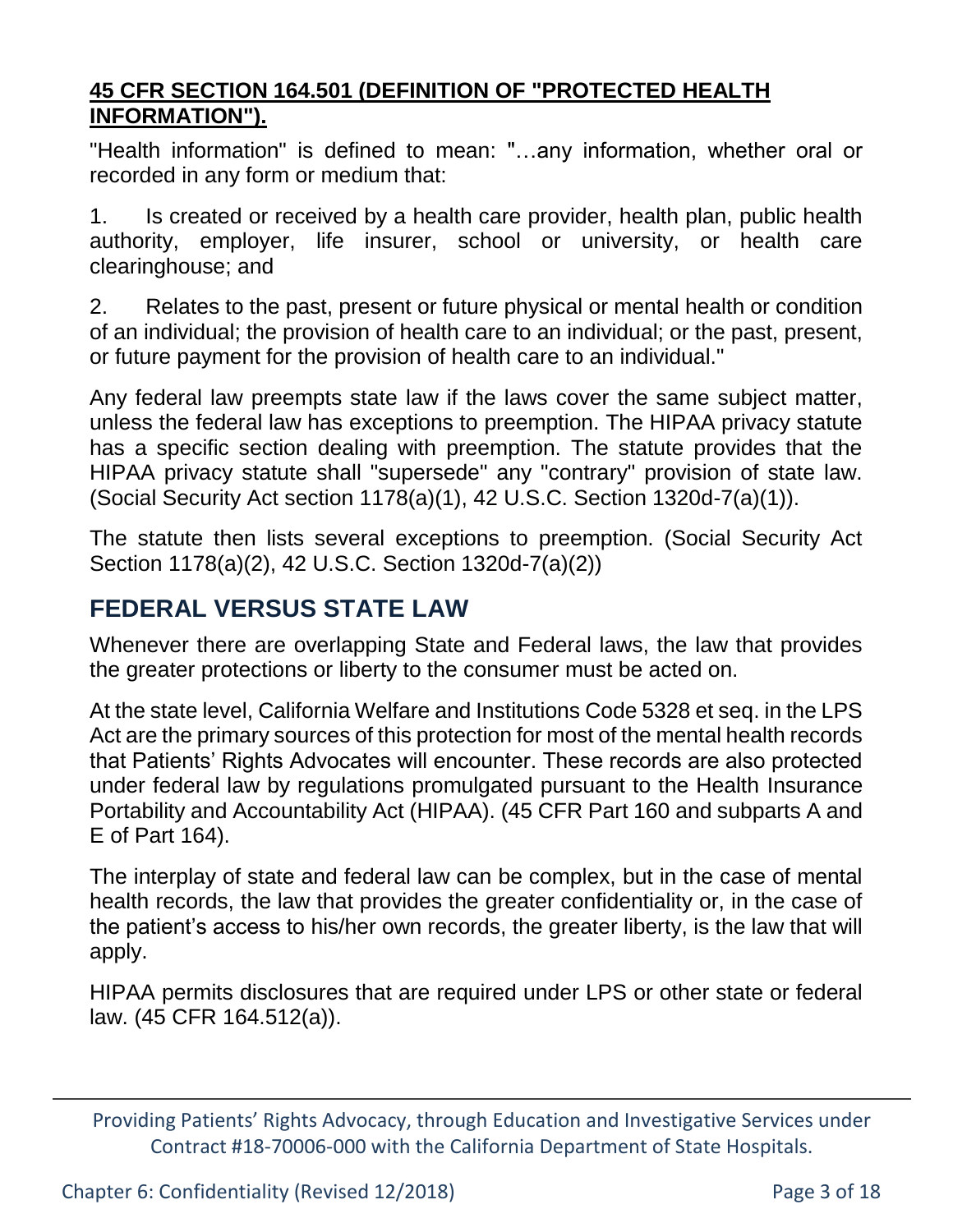**45 CFR SECTION 164.501 (DEFINITION OF "PROTECTED HEALTH INFORMATION").**

"Health information" is defined to mean: "…any information, whether oral or recorded in any form or medium that:

1. Is created or received by a health care provider, health plan, public health authority, employer, life insurer, school or university, or health care clearinghouse; and

2. Relates to the past, present or future physical or mental health or condition of an individual; the provision of health care to an individual; or the past, present, or future payment for the provision of health care to an individual."

Any federal law preempts state law if the laws cover the same subject matter, unless the federal law has exceptions to preemption. The HIPAA privacy statute has a specific section dealing with preemption. The statute provides that the HIPAA privacy statute shall "supersede" any "contrary" provision of state law. (Social Security Act section 1178(a)(1), 42 U.S.C. Section 1320d-7(a)(1)).

The statute then lists several exceptions to preemption. (Social Security Act Section 1178(a)(2), 42 U.S.C. Section 1320d-7(a)(2))

## FEDERAL VERSUS STATE LAW

Whenever there are overlapping State and Federal laws, the law that provides the greater protections or liberty to the consumer must be acted on.

At the state level, California Welfare and Institutions Code 5328 et seq. in the LPS Act are the primary sources of this protection for most of the mental health records that Patients' Rights Advocates will encounter. These records are also protected under federal law by regulations promulgated pursuant to the Health Insurance Portability and Accountability Act (HIPAA). (45 CFR Part 160 and subparts A and E of Part 164).

The interplay of state and federal law can be complex, but in the case of mental health records, the law that provides the greater confidentiality or, in the case of the patient's access to his/her own records, the greater liberty, is the law that will apply.

HIPAA permits disclosures that are required under LPS or other state or federal law. (45 CFR 164.512(a)).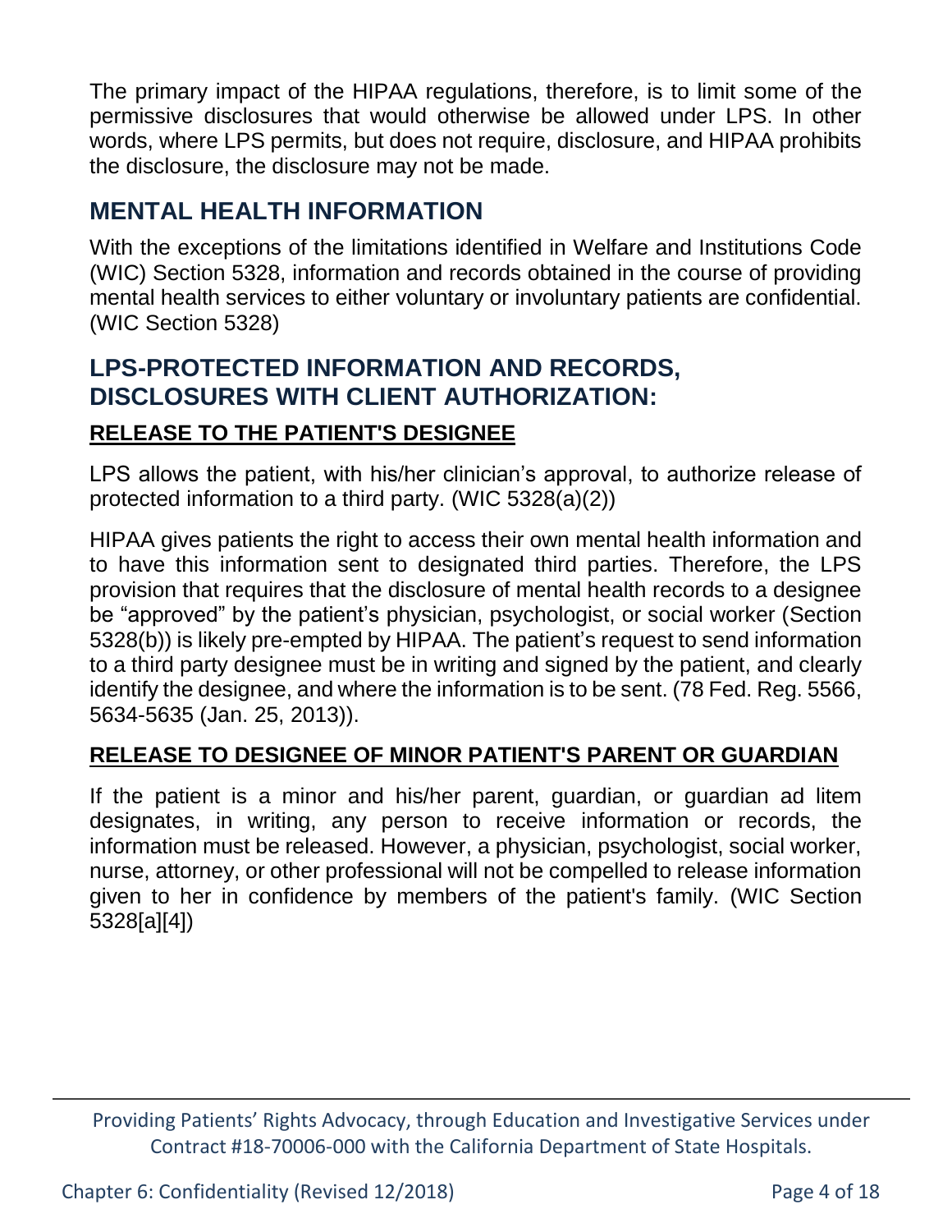The primary impact of the HIPAA regulations, therefore, is to limit some of the permissive disclosures that would otherwise be allowed under LPS. In other words, where LPS permits, but does not require, disclosure, and HIPAA prohibits the disclosure, the disclosure may not be made.

## MENTAL HEALTH INFORMATION

With the exceptions of the limitations identified in Welfare and Institutions Code (WIC) Section 5328, information and records obtained in the course of providing mental health services to either voluntary or involuntary patients are confidential. (WIC Section 5328)

## LPS-PROTECTED INFORMATION AND RECORDS, DISCLOSURES WITH CLIENT AUTHORIZATION:

### RELEASE TO THE PATIENT'S DESIGNEE

LPS allows the patient, with his/her clinician's approval, to authorize release of protected information to a third party. (WIC 5328(a)(2))

HIPAA gives patients the right to access their own mental health information and to have this information sent to designated third parties. Therefore, the LPS provision that requires that the disclosure of mental health records to a designee be "approved" by the patient's physician, psychologist, or social worker (Section 5328(b)) is likely pre-empted by HIPAA. The patient's request to send information to a third party designee must be in writing and signed by the patient, and clearly identify the designee, and where the information is to be sent. (78 Fed. Reg. 5566, 5634-5635 (Jan. 25, 2013)).

### RELEASE TO DESIGNEE OF MINOR PATIENT'S PARENT OR GUARDIAN

If the patient is a minor and his/her parent, guardian, or guardian ad litem designates, in writing, any person to receive information or records, the information must be released. However, a physician, psychologist, social worker, nurse, attorney, or other professional will not be compelled to release information given to her in confidence by members of the patient's family. (WIC Section 5328[a][4])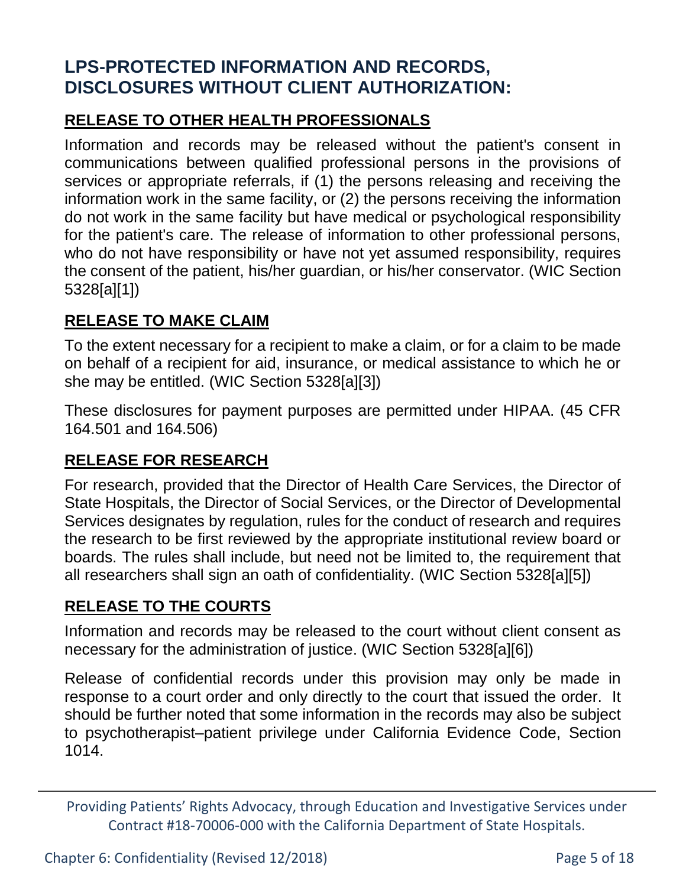# LPS-PROTECTED INFORMATION AND RECORDS, DISCLOSURES WITHOUT CLIENT AUTHORIZATION:

## RELEASE TO OTHER HEALTH PROFESSIONALS

Information and records may be released without the patient's consent in communications between qualified professional persons in the provisions of services or appropriate referrals, if (1) the persons releasing and receiving the information work in the same facility, or (2) the persons receiving the information do not work in the same facility but have medical or psychological responsibility for the patient's care. The release of information to other professional persons, who do not have responsibility or have not yet assumed responsibility, requires the consent of the patient, his/her guardian, or his/her conservator. (WIC Section 5328[a][1])

## RELEASE TO MAKE CLAIM

To the extent necessary for a recipient to make a claim, or for a claim to be made on behalf of a recipient for aid, insurance, or medical assistance to which he or she may be entitled. (WIC Section 5328[a][3])

These disclosures for payment purposes are permitted under HIPAA. (45 CFR 164.501 and 164.506)

## RELEASE FOR RESEARCH

For research, provided that the Director of Health Care Services, the Director of State Hospitals, the Director of Social Services, or the Director of Developmental Services designates by regulation, rules for the conduct of research and requires the research to be first reviewed by the appropriate institutional review board or boards. The rules shall include, but need not be limited to, the requirement that all researchers shall sign an oath of confidentiality. (WIC Section 5328[a][5])

## RELEASE TO THE COURTS

Information and records may be released to the court without client consent as necessary for the administration of justice. (WIC Section 5328[a][6])

Release of confidential records under this provision may only be made in response to a court order and only directly to the court that issued the order. It should be further noted that some information in the records may also be subject to psychotherapist–patient privilege under California Evidence Code, Section 1014.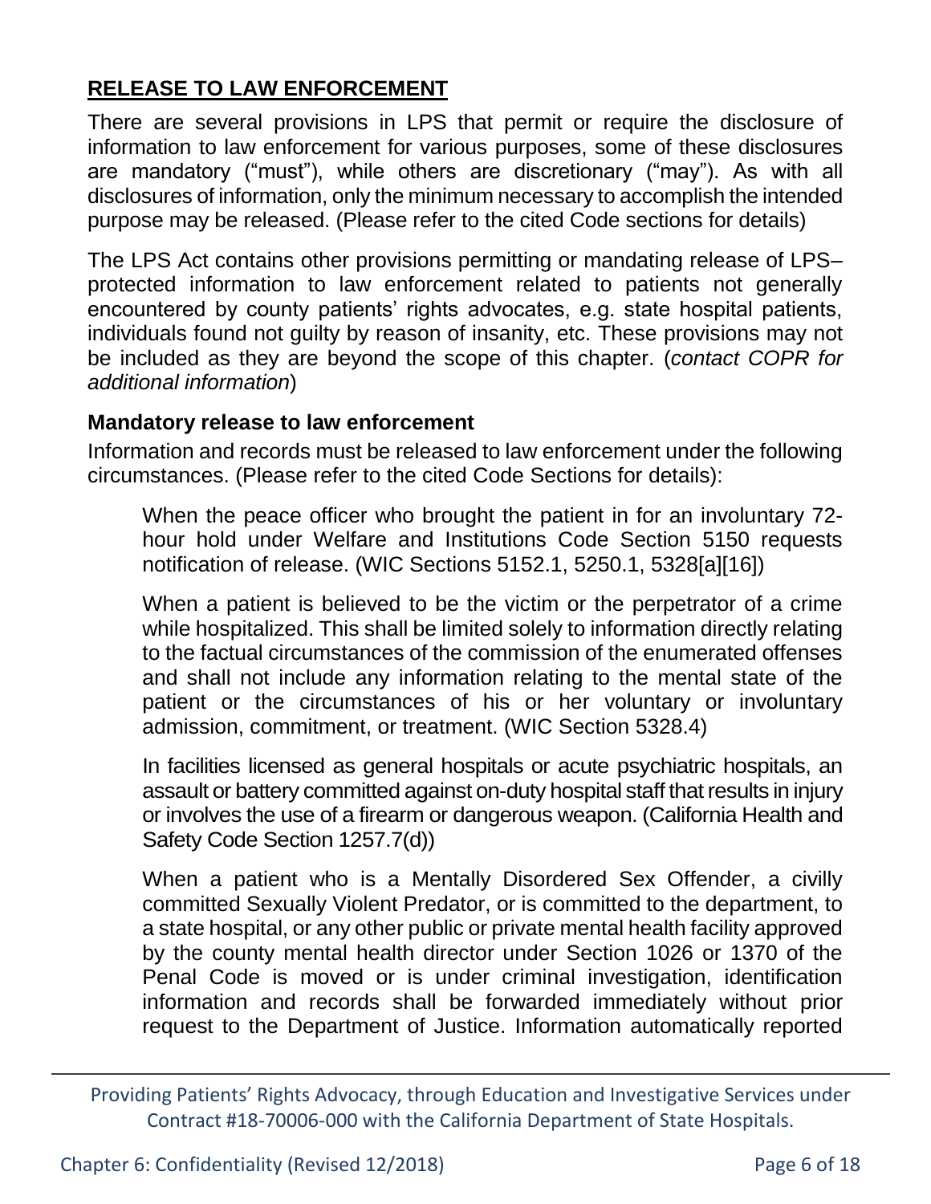## **RELEASE TO LAW ENFORCEMENT**

There are several provisions in LPS that permit or require the disclosure of information to law enforcement for various purposes, some of these disclosures are mandatory ("must"), while others are discretionary ("may"). As with all disclosures of information, only the minimum necessary to accomplish the intended purpose may be released. (Please refer to the cited Code sections for details)

The LPS Act contains other provisions permitting or mandating release of LPS–protected information to law enforcement related to patients not generally encountered by county patients' rights advocates, e.g. state hospital patients, individuals found not guilty by reason of insanity, etc. These provisions may not be included as they are beyond the scope of this chapter. (*contact COPR for additional information*)

### **Mandatory release to law enforcement**

Information and records must be released to law enforcement under the following circumstances. (Please refer to the cited Code Sections for details):

> When the peace officer who brought the patient in for an involuntary 72-hour hold under Welfare and Institutions Code Section 5150 requests notification of release. (WIC Sections 5152.1, 5250.1, 5328[a][16])
>
> When a patient is believed to be the victim or the perpetrator of a crime while hospitalized. This shall be limited solely to information directly relating to the factual circumstances of the commission of the enumerated offenses and shall not include any information relating to the mental state of the patient or the circumstances of his or her voluntary or involuntary admission, commitment, or treatment. (WIC Section 5328.4)
>
> In facilities licensed as general hospitals or acute psychiatric hospitals, an assault or battery committed against on-duty hospital staff that results in injury or involves the use of a firearm or dangerous weapon. (California Health and Safety Code Section 1257.7(d))
>
> When a patient who is a Mentally Disordered Sex Offender, a civilly committed Sexually Violent Predator, or is committed to the department, to a state hospital, or any other public or private mental health facility approved by the county mental health director under Section 1026 or 1370 of the Penal Code is moved or is under criminal investigation, identification information and records shall be forwarded immediately without prior request to the Department of Justice. Information automatically reported

Providing Patients' Rights Advocacy, through Education and Investigative Services under Contract #18-70006-000 with the California Department of State Hospitals.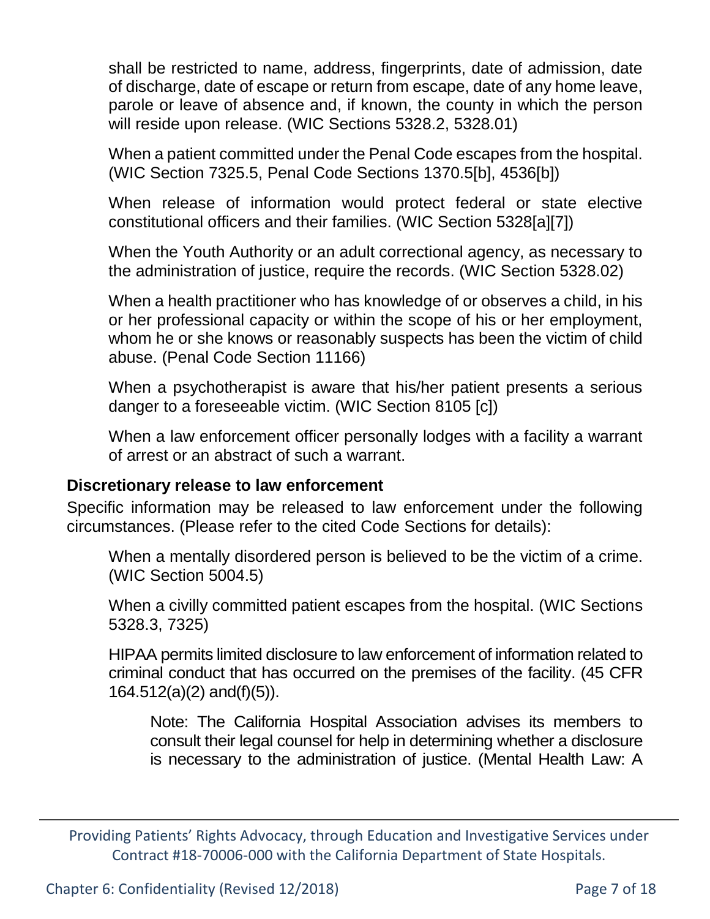shall be restricted to name, address, fingerprints, date of admission, date of discharge, date of escape or return from escape, date of any home leave, parole or leave of absence and, if known, the county in which the person will reside upon release. (WIC Sections 5328.2, 5328.01)

When a patient committed under the Penal Code escapes from the hospital. (WIC Section 7325.5, Penal Code Sections 1370.5[b], 4536[b])

When release of information would protect federal or state elective constitutional officers and their families. (WIC Section 5328[a][7])

When the Youth Authority or an adult correctional agency, as necessary to the administration of justice, require the records. (WIC Section 5328.02)

When a health practitioner who has knowledge of or observes a child, in his or her professional capacity or within the scope of his or her employment, whom he or she knows or reasonably suspects has been the victim of child abuse. (Penal Code Section 11166)

When a psychotherapist is aware that his/her patient presents a serious danger to a foreseeable victim. (WIC Section 8105 [c])

When a law enforcement officer personally lodges with a facility a warrant of arrest or an abstract of such a warrant.

**Discretionary release to law enforcement**

Specific information may be released to law enforcement under the following circumstances. (Please refer to the cited Code Sections for details):

When a mentally disordered person is believed to be the victim of a crime. (WIC Section 5004.5)

When a civilly committed patient escapes from the hospital. (WIC Sections 5328.3, 7325)

HIPAA permits limited disclosure to law enforcement of information related to criminal conduct that has occurred on the premises of the facility. (45 CFR 164.512(a)(2) and(f)(5)).

> Note: The California Hospital Association advises its members to consult their legal counsel for help in determining whether a disclosure is necessary to the administration of justice. (Mental Health Law: A

Providing Patients' Rights Advocacy, through Education and Investigative Services under Contract #18-70006-000 with the California Department of State Hospitals.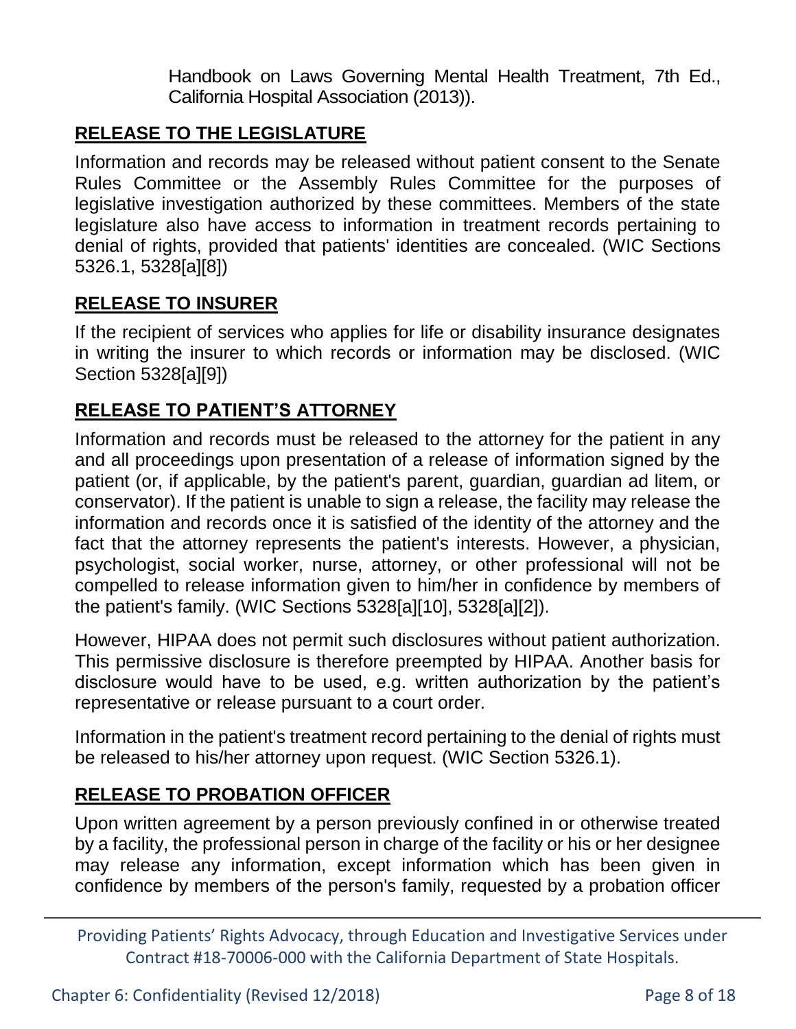Handbook on Laws Governing Mental Health Treatment, 7th Ed., California Hospital Association (2013)).

## RELEASE TO THE LEGISLATURE

Information and records may be released without patient consent to the Senate Rules Committee or the Assembly Rules Committee for the purposes of legislative investigation authorized by these committees. Members of the state legislature also have access to information in treatment records pertaining to denial of rights, provided that patients' identities are concealed. (WIC Sections 5326.1, 5328[a][8])

## RELEASE TO INSURER

If the recipient of services who applies for life or disability insurance designates in writing the insurer to which records or information may be disclosed. (WIC Section 5328[a][9])

## RELEASE TO PATIENT'S ATTORNEY

Information and records must be released to the attorney for the patient in any and all proceedings upon presentation of a release of information signed by the patient (or, if applicable, by the patient's parent, guardian, guardian ad litem, or conservator). If the patient is unable to sign a release, the facility may release the information and records once it is satisfied of the identity of the attorney and the fact that the attorney represents the patient's interests. However, a physician, psychologist, social worker, nurse, attorney, or other professional will not be compelled to release information given to him/her in confidence by members of the patient's family. (WIC Sections 5328[a][10], 5328[a][2]).

However, HIPAA does not permit such disclosures without patient authorization. This permissive disclosure is therefore preempted by HIPAA. Another basis for disclosure would have to be used, e.g. written authorization by the patient's representative or release pursuant to a court order.

Information in the patient's treatment record pertaining to the denial of rights must be released to his/her attorney upon request. (WIC Section 5326.1).

## RELEASE TO PROBATION OFFICER

Upon written agreement by a person previously confined in or otherwise treated by a facility, the professional person in charge of the facility or his or her designee may release any information, except information which has been given in confidence by members of the person's family, requested by a probation officer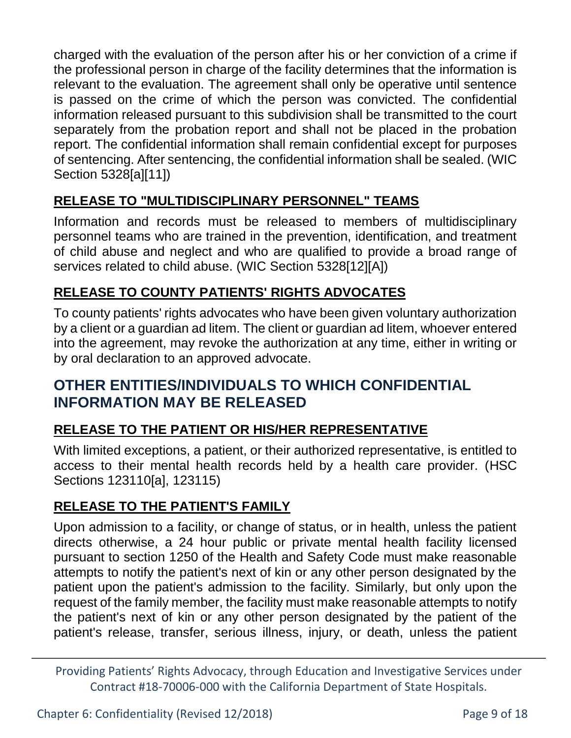charged with the evaluation of the person after his or her conviction of a crime if the professional person in charge of the facility determines that the information is relevant to the evaluation. The agreement shall only be operative until sentence is passed on the crime of which the person was convicted. The confidential information released pursuant to this subdivision shall be transmitted to the court separately from the probation report and shall not be placed in the probation report. The confidential information shall remain confidential except for purposes of sentencing. After sentencing, the confidential information shall be sealed. (WIC Section 5328[a][11])

### RELEASE TO "MULTIDISCIPLINARY PERSONNEL" TEAMS

Information and records must be released to members of multidisciplinary personnel teams who are trained in the prevention, identification, and treatment of child abuse and neglect and who are qualified to provide a broad range of services related to child abuse. (WIC Section 5328[12][A])

### RELEASE TO COUNTY PATIENTS' RIGHTS ADVOCATES

To county patients' rights advocates who have been given voluntary authorization by a client or a guardian ad litem. The client or guardian ad litem, whoever entered into the agreement, may revoke the authorization at any time, either in writing or by oral declaration to an approved advocate.

## OTHER ENTITIES/INDIVIDUALS TO WHICH CONFIDENTIAL INFORMATION MAY BE RELEASED

### RELEASE TO THE PATIENT OR HIS/HER REPRESENTATIVE

With limited exceptions, a patient, or their authorized representative, is entitled to access to their mental health records held by a health care provider. (HSC Sections 123110[a], 123115)

### RELEASE TO THE PATIENT'S FAMILY

Upon admission to a facility, or change of status, or in health, unless the patient directs otherwise, a 24 hour public or private mental health facility licensed pursuant to section 1250 of the Health and Safety Code must make reasonable attempts to notify the patient's next of kin or any other person designated by the patient upon the patient's admission to the facility. Similarly, but only upon the request of the family member, the facility must make reasonable attempts to notify the patient's next of kin or any other person designated by the patient of the patient's release, transfer, serious illness, injury, or death, unless the patient

Providing Patients' Rights Advocacy, through Education and Investigative Services under Contract #18-70006-000 with the California Department of State Hospitals.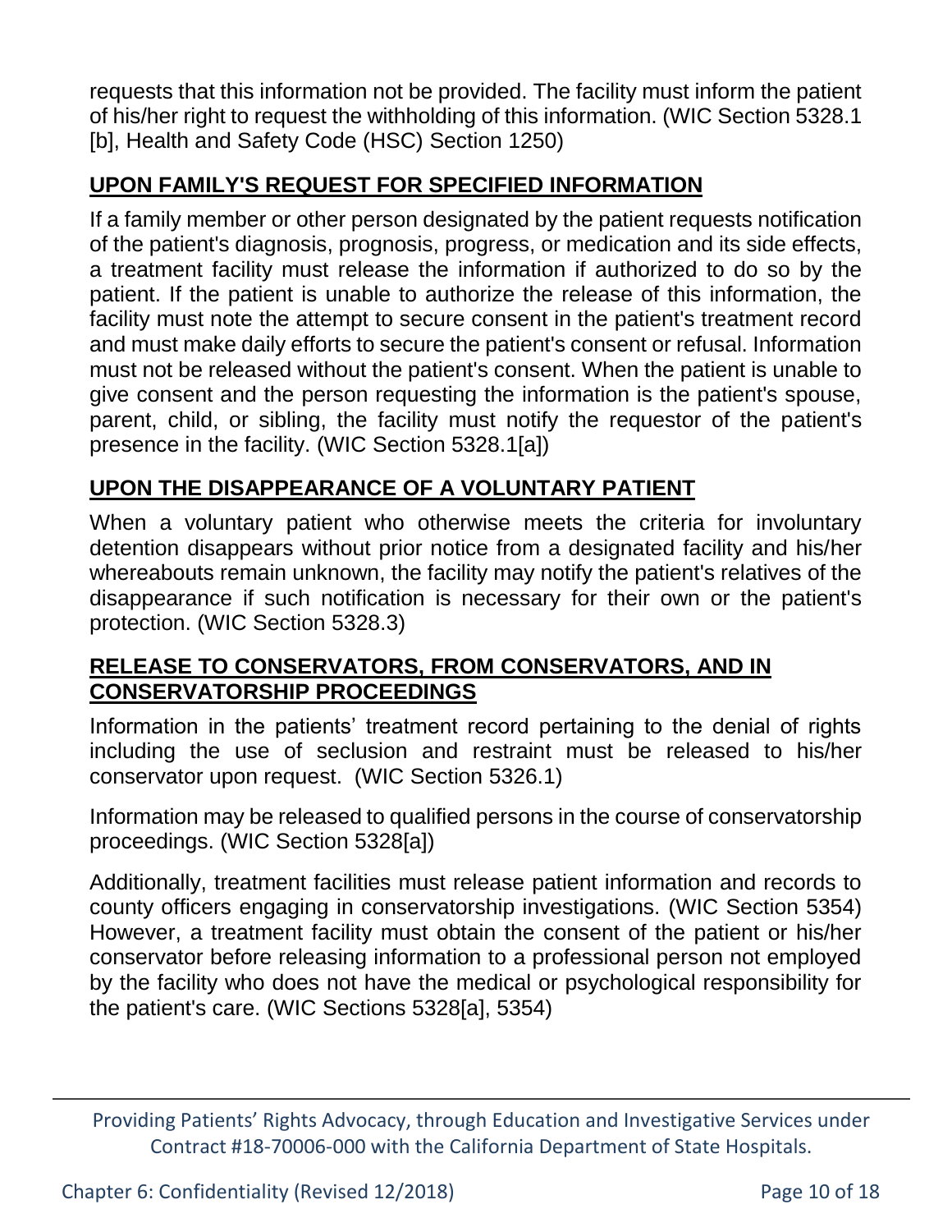requests that this information not be provided. The facility must inform the patient of his/her right to request the withholding of this information. (WIC Section 5328.1 [b], Health and Safety Code (HSC) Section 1250)

## UPON FAMILY'S REQUEST FOR SPECIFIED INFORMATION

If a family member or other person designated by the patient requests notification of the patient's diagnosis, prognosis, progress, or medication and its side effects, a treatment facility must release the information if authorized to do so by the patient. If the patient is unable to authorize the release of this information, the facility must note the attempt to secure consent in the patient's treatment record and must make daily efforts to secure the patient's consent or refusal. Information must not be released without the patient's consent. When the patient is unable to give consent and the person requesting the information is the patient's spouse, parent, child, or sibling, the facility must notify the requestor of the patient's presence in the facility. (WIC Section 5328.1[a])

## UPON THE DISAPPEARANCE OF A VOLUNTARY PATIENT

When a voluntary patient who otherwise meets the criteria for involuntary detention disappears without prior notice from a designated facility and his/her whereabouts remain unknown, the facility may notify the patient's relatives of the disappearance if such notification is necessary for their own or the patient's protection. (WIC Section 5328.3)

## RELEASE TO CONSERVATORS, FROM CONSERVATORS, AND IN CONSERVATORSHIP PROCEEDINGS

Information in the patients' treatment record pertaining to the denial of rights including the use of seclusion and restraint must be released to his/her conservator upon request. (WIC Section 5326.1)

Information may be released to qualified persons in the course of conservatorship proceedings. (WIC Section 5328[a])

Additionally, treatment facilities must release patient information and records to county officers engaging in conservatorship investigations. (WIC Section 5354) However, a treatment facility must obtain the consent of the patient or his/her conservator before releasing information to a professional person not employed by the facility who does not have the medical or psychological responsibility for the patient's care. (WIC Sections 5328[a], 5354)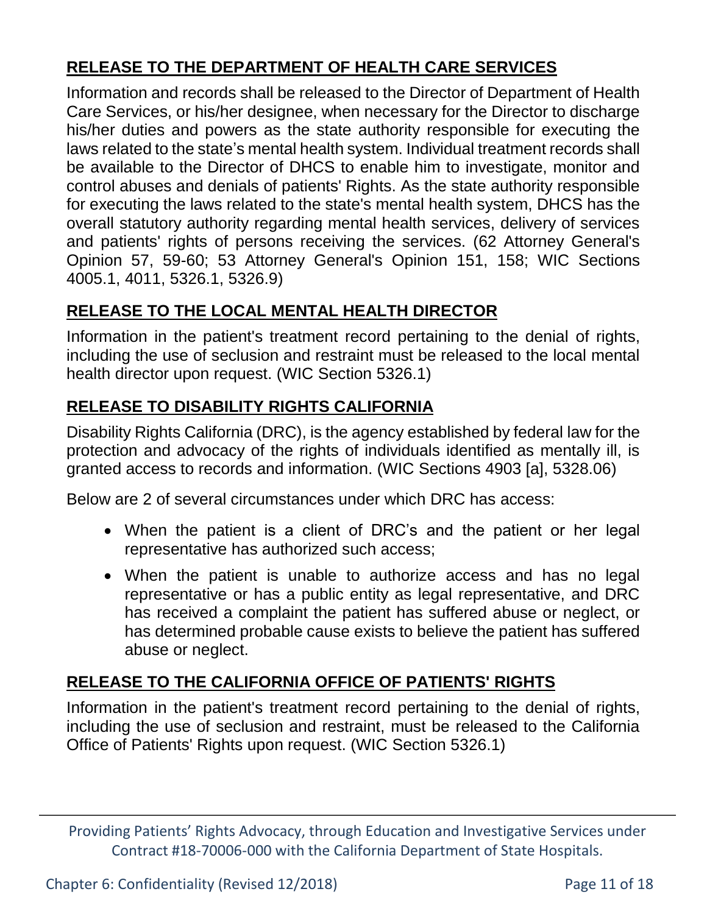## RELEASE TO THE DEPARTMENT OF HEALTH CARE SERVICES

Information and records shall be released to the Director of Department of Health Care Services, or his/her designee, when necessary for the Director to discharge his/her duties and powers as the state authority responsible for executing the laws related to the state's mental health system. Individual treatment records shall be available to the Director of DHCS to enable him to investigate, monitor and control abuses and denials of patients' Rights. As the state authority responsible for executing the laws related to the state's mental health system, DHCS has the overall statutory authority regarding mental health services, delivery of services and patients' rights of persons receiving the services. (62 Attorney General's Opinion 57, 59-60; 53 Attorney General's Opinion 151, 158; WIC Sections 4005.1, 4011, 5326.1, 5326.9)

## RELEASE TO THE LOCAL MENTAL HEALTH DIRECTOR

Information in the patient's treatment record pertaining to the denial of rights, including the use of seclusion and restraint must be released to the local mental health director upon request. (WIC Section 5326.1)

## RELEASE TO DISABILITY RIGHTS CALIFORNIA

Disability Rights California (DRC), is the agency established by federal law for the protection and advocacy of the rights of individuals identified as mentally ill, is granted access to records and information. (WIC Sections 4903 [a], 5328.06)

Below are 2 of several circumstances under which DRC has access:

- When the patient is a client of DRC's and the patient or her legal representative has authorized such access;
- When the patient is unable to authorize access and has no legal representative or has a public entity as legal representative, and DRC has received a complaint the patient has suffered abuse or neglect, or has determined probable cause exists to believe the patient has suffered abuse or neglect.

## RELEASE TO THE CALIFORNIA OFFICE OF PATIENTS' RIGHTS

Information in the patient's treatment record pertaining to the denial of rights, including the use of seclusion and restraint, must be released to the California Office of Patients' Rights upon request. (WIC Section 5326.1)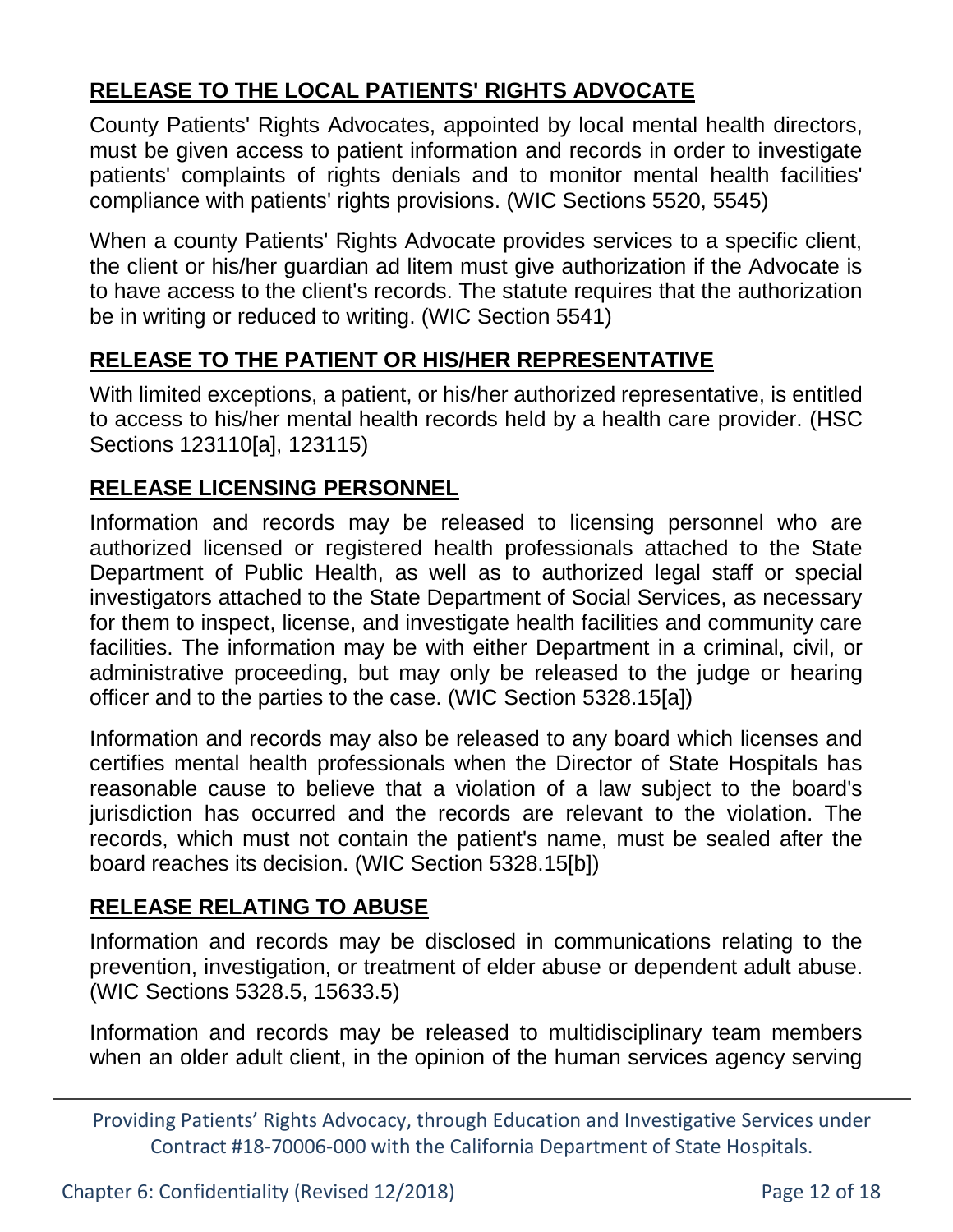## RELEASE TO THE LOCAL PATIENTS' RIGHTS ADVOCATE

County Patients' Rights Advocates, appointed by local mental health directors, must be given access to patient information and records in order to investigate patients' complaints of rights denials and to monitor mental health facilities' compliance with patients' rights provisions. (WIC Sections 5520, 5545)

When a county Patients' Rights Advocate provides services to a specific client, the client or his/her guardian ad litem must give authorization if the Advocate is to have access to the client's records. The statute requires that the authorization be in writing or reduced to writing. (WIC Section 5541)

## RELEASE TO THE PATIENT OR HIS/HER REPRESENTATIVE

With limited exceptions, a patient, or his/her authorized representative, is entitled to access to his/her mental health records held by a health care provider. (HSC Sections 123110[a], 123115)

## RELEASE LICENSING PERSONNEL

Information and records may be released to licensing personnel who are authorized licensed or registered health professionals attached to the State Department of Public Health, as well as to authorized legal staff or special investigators attached to the State Department of Social Services, as necessary for them to inspect, license, and investigate health facilities and community care facilities. The information may be with either Department in a criminal, civil, or administrative proceeding, but may only be released to the judge or hearing officer and to the parties to the case. (WIC Section 5328.15[a])

Information and records may also be released to any board which licenses and certifies mental health professionals when the Director of State Hospitals has reasonable cause to believe that a violation of a law subject to the board's jurisdiction has occurred and the records are relevant to the violation. The records, which must not contain the patient's name, must be sealed after the board reaches its decision. (WIC Section 5328.15[b])

## RELEASE RELATING TO ABUSE

Information and records may be disclosed in communications relating to the prevention, investigation, or treatment of elder abuse or dependent adult abuse. (WIC Sections 5328.5, 15633.5)

Information and records may be released to multidisciplinary team members when an older adult client, in the opinion of the human services agency serving

Providing Patients' Rights Advocacy, through Education and Investigative Services under Contract #18-70006-000 with the California Department of State Hospitals.

Chapter 6: Confidentiality (Revised 12/2018)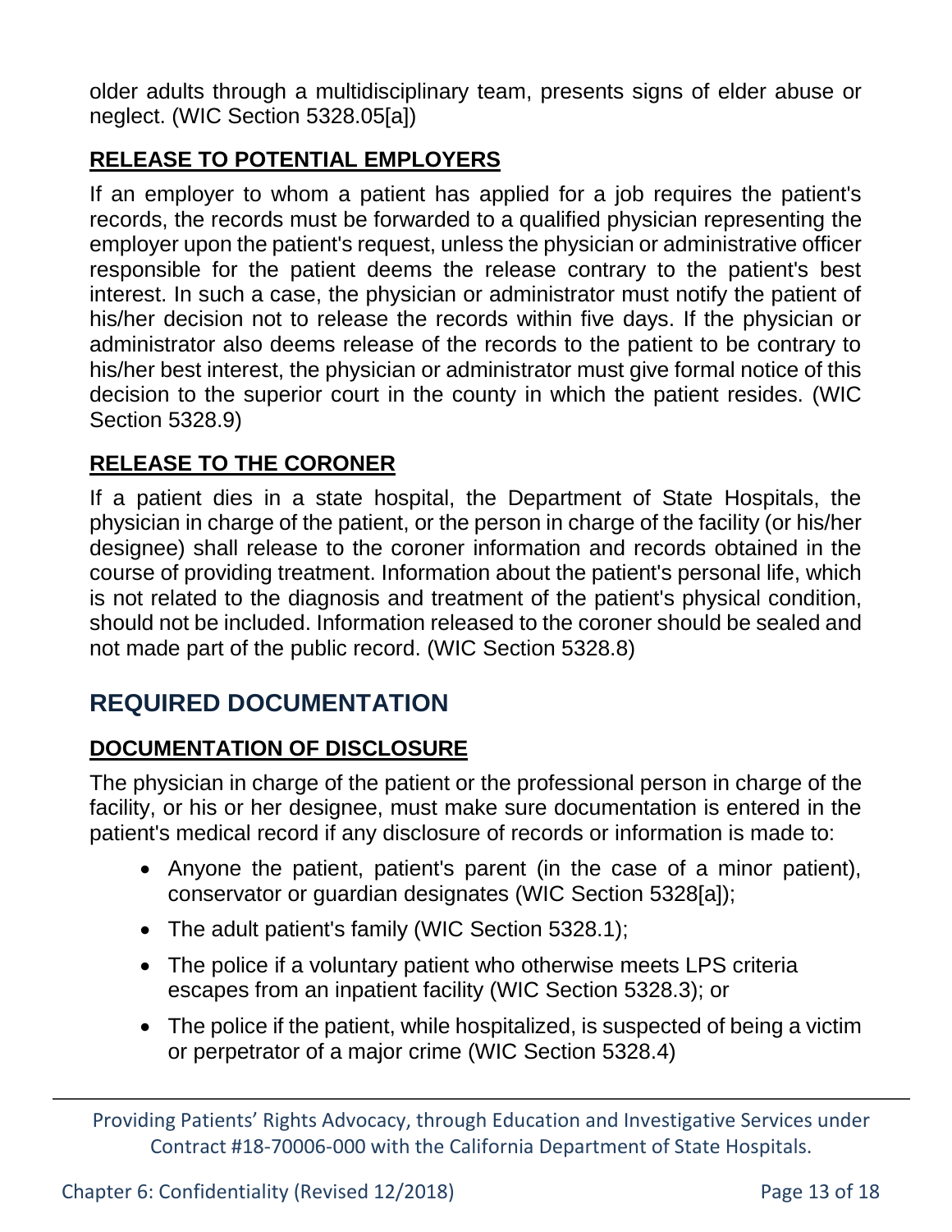older adults through a multidisciplinary team, presents signs of elder abuse or neglect. (WIC Section 5328.05[a])

### RELEASE TO POTENTIAL EMPLOYERS

If an employer to whom a patient has applied for a job requires the patient's records, the records must be forwarded to a qualified physician representing the employer upon the patient's request, unless the physician or administrative officer responsible for the patient deems the release contrary to the patient's best interest. In such a case, the physician or administrator must notify the patient of his/her decision not to release the records within five days. If the physician or administrator also deems release of the records to the patient to be contrary to his/her best interest, the physician or administrator must give formal notice of this decision to the superior court in the county in which the patient resides. (WIC Section 5328.9)

### RELEASE TO THE CORONER

If a patient dies in a state hospital, the Department of State Hospitals, the physician in charge of the patient, or the person in charge of the facility (or his/her designee) shall release to the coroner information and records obtained in the course of providing treatment. Information about the patient's personal life, which is not related to the diagnosis and treatment of the patient's physical condition, should not be included. Information released to the coroner should be sealed and not made part of the public record. (WIC Section 5328.8)

## REQUIRED DOCUMENTATION

### DOCUMENTATION OF DISCLOSURE

The physician in charge of the patient or the professional person in charge of the facility, or his or her designee, must make sure documentation is entered in the patient's medical record if any disclosure of records or information is made to:

- Anyone the patient, patient's parent (in the case of a minor patient), conservator or guardian designates (WIC Section 5328[a]);
- The adult patient's family (WIC Section 5328.1);
- The police if a voluntary patient who otherwise meets LPS criteria escapes from an inpatient facility (WIC Section 5328.3); or
- The police if the patient, while hospitalized, is suspected of being a victim or perpetrator of a major crime (WIC Section 5328.4)

Providing Patients' Rights Advocacy, through Education and Investigative Services under Contract #18-70006-000 with the California Department of State Hospitals.

Chapter 6: Confidentiality (Revised 12/2018)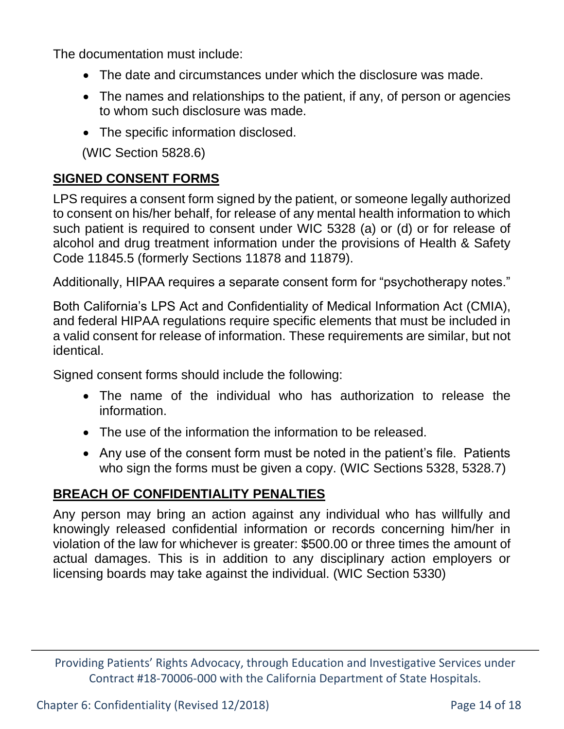The documentation must include:

- The date and circumstances under which the disclosure was made.
- The names and relationships to the patient, if any, of person or agencies to whom such disclosure was made.
- The specific information disclosed.

(WIC Section 5828.6)

## SIGNED CONSENT FORMS

LPS requires a consent form signed by the patient, or someone legally authorized to consent on his/her behalf, for release of any mental health information to which such patient is required to consent under WIC 5328 (a) or (d) or for release of alcohol and drug treatment information under the provisions of Health & Safety Code 11845.5 (formerly Sections 11878 and 11879).

Additionally, HIPAA requires a separate consent form for "psychotherapy notes."

Both California's LPS Act and Confidentiality of Medical Information Act (CMIA), and federal HIPAA regulations require specific elements that must be included in a valid consent for release of information. These requirements are similar, but not identical.

Signed consent forms should include the following:

- The name of the individual who has authorization to release the information.
- The use of the information the information to be released.
- Any use of the consent form must be noted in the patient's file. Patients who sign the forms must be given a copy. (WIC Sections 5328, 5328.7)

## BREACH OF CONFIDENTIALITY PENALTIES

Any person may bring an action against any individual who has willfully and knowingly released confidential information or records concerning him/her in violation of the law for whichever is greater: $500.00 or three times the amount of actual damages. This is in addition to any disciplinary action employers or licensing boards may take against the individual. (WIC Section 5330)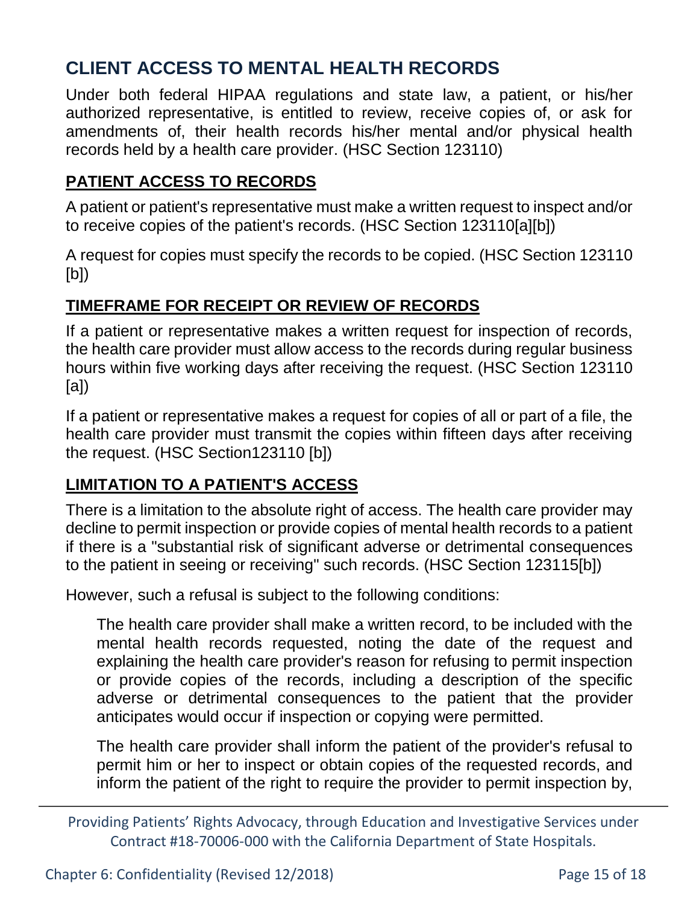## CLIENT ACCESS TO MENTAL HEALTH RECORDS

Under both federal HIPAA regulations and state law, a patient, or his/her authorized representative, is entitled to review, receive copies of, or ask for amendments of, their health records his/her mental and/or physical health records held by a health care provider. (HSC Section 123110)

### PATIENT ACCESS TO RECORDS

A patient or patient's representative must make a written request to inspect and/or to receive copies of the patient's records. (HSC Section 123110[a][b])

A request for copies must specify the records to be copied. (HSC Section 123110 [b])

### TIMEFRAME FOR RECEIPT OR REVIEW OF RECORDS

If a patient or representative makes a written request for inspection of records, the health care provider must allow access to the records during regular business hours within five working days after receiving the request. (HSC Section 123110 [a])

If a patient or representative makes a request for copies of all or part of a file, the health care provider must transmit the copies within fifteen days after receiving the request. (HSC Section123110 [b])

### LIMITATION TO A PATIENT'S ACCESS

There is a limitation to the absolute right of access. The health care provider may decline to permit inspection or provide copies of mental health records to a patient if there is a "substantial risk of significant adverse or detrimental consequences to the patient in seeing or receiving" such records. (HSC Section 123115[b])

However, such a refusal is subject to the following conditions:

> The health care provider shall make a written record, to be included with the mental health records requested, noting the date of the request and explaining the health care provider's reason for refusing to permit inspection or provide copies of the records, including a description of the specific adverse or detrimental consequences to the patient that the provider anticipates would occur if inspection or copying were permitted.
>
> The health care provider shall inform the patient of the provider's refusal to permit him or her to inspect or obtain copies of the requested records, and inform the patient of the right to require the provider to permit inspection by,

Providing Patients' Rights Advocacy, through Education and Investigative Services under Contract #18-70006-000 with the California Department of State Hospitals.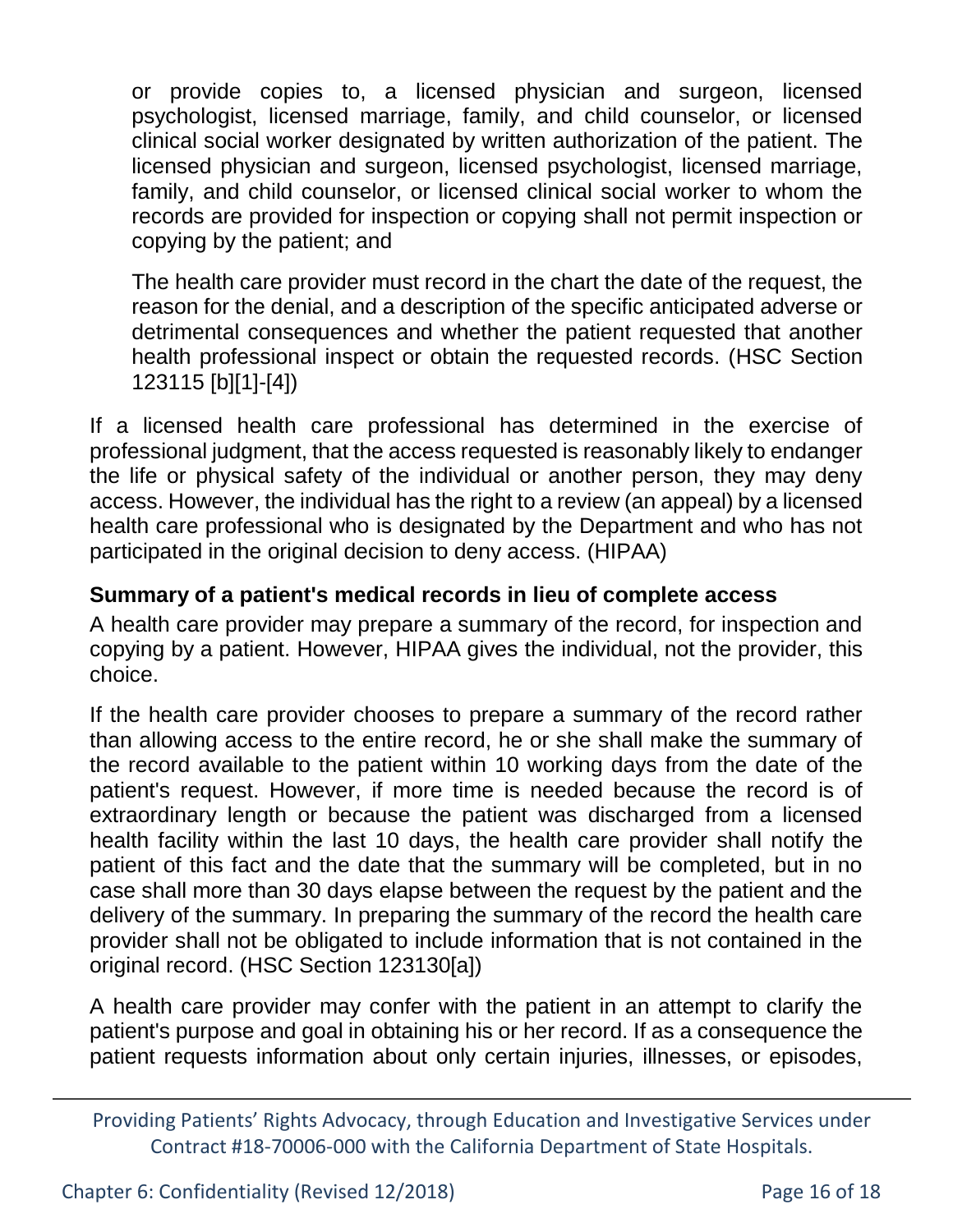or provide copies to, a licensed physician and surgeon, licensed psychologist, licensed marriage, family, and child counselor, or licensed clinical social worker designated by written authorization of the patient. The licensed physician and surgeon, licensed psychologist, licensed marriage, family, and child counselor, or licensed clinical social worker to whom the records are provided for inspection or copying shall not permit inspection or copying by the patient; and

The health care provider must record in the chart the date of the request, the reason for the denial, and a description of the specific anticipated adverse or detrimental consequences and whether the patient requested that another health professional inspect or obtain the requested records. (HSC Section 123115 [b][1]-[4])

If a licensed health care professional has determined in the exercise of professional judgment, that the access requested is reasonably likely to endanger the life or physical safety of the individual or another person, they may deny access. However, the individual has the right to a review (an appeal) by a licensed health care professional who is designated by the Department and who has not participated in the original decision to deny access. (HIPAA)

### Summary of a patient's medical records in lieu of complete access

A health care provider may prepare a summary of the record, for inspection and copying by a patient. However, HIPAA gives the individual, not the provider, this choice.

If the health care provider chooses to prepare a summary of the record rather than allowing access to the entire record, he or she shall make the summary of the record available to the patient within 10 working days from the date of the patient's request. However, if more time is needed because the record is of extraordinary length or because the patient was discharged from a licensed health facility within the last 10 days, the health care provider shall notify the patient of this fact and the date that the summary will be completed, but in no case shall more than 30 days elapse between the request by the patient and the delivery of the summary. In preparing the summary of the record the health care provider shall not be obligated to include information that is not contained in the original record. (HSC Section 123130[a])

A health care provider may confer with the patient in an attempt to clarify the patient's purpose and goal in obtaining his or her record. If as a consequence the patient requests information about only certain injuries, illnesses, or episodes,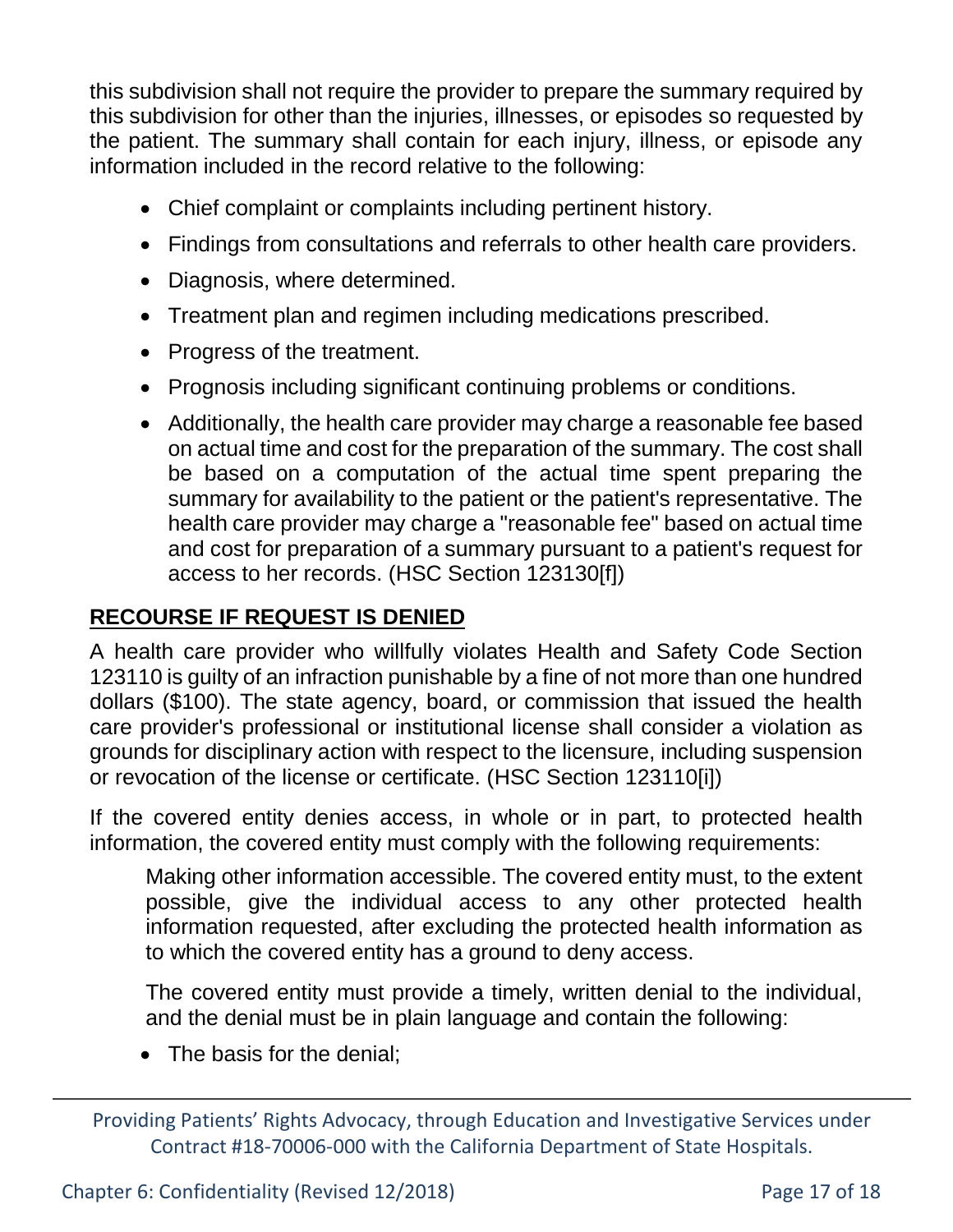this subdivision shall not require the provider to prepare the summary required by this subdivision for other than the injuries, illnesses, or episodes so requested by the patient. The summary shall contain for each injury, illness, or episode any information included in the record relative to the following:

- Chief complaint or complaints including pertinent history.
- Findings from consultations and referrals to other health care providers.
- Diagnosis, where determined.
- Treatment plan and regimen including medications prescribed.
- Progress of the treatment.
- Prognosis including significant continuing problems or conditions.
- Additionally, the health care provider may charge a reasonable fee based on actual time and cost for the preparation of the summary. The cost shall be based on a computation of the actual time spent preparing the summary for availability to the patient or the patient's representative. The health care provider may charge a "reasonable fee" based on actual time and cost for preparation of a summary pursuant to a patient's request for access to her records. (HSC Section 123130[f])

## RECOURSE IF REQUEST IS DENIED

A health care provider who willfully violates Health and Safety Code Section 123110 is guilty of an infraction punishable by a fine of not more than one hundred dollars ($100). The state agency, board, or commission that issued the health care provider's professional or institutional license shall consider a violation as grounds for disciplinary action with respect to the licensure, including suspension or revocation of the license or certificate. (HSC Section 123110[i])

If the covered entity denies access, in whole or in part, to protected health information, the covered entity must comply with the following requirements:

> Making other information accessible. The covered entity must, to the extent possible, give the individual access to any other protected health information requested, after excluding the protected health information as to which the covered entity has a ground to deny access.
>
> The covered entity must provide a timely, written denial to the individual, and the denial must be in plain language and contain the following:

- The basis for the denial;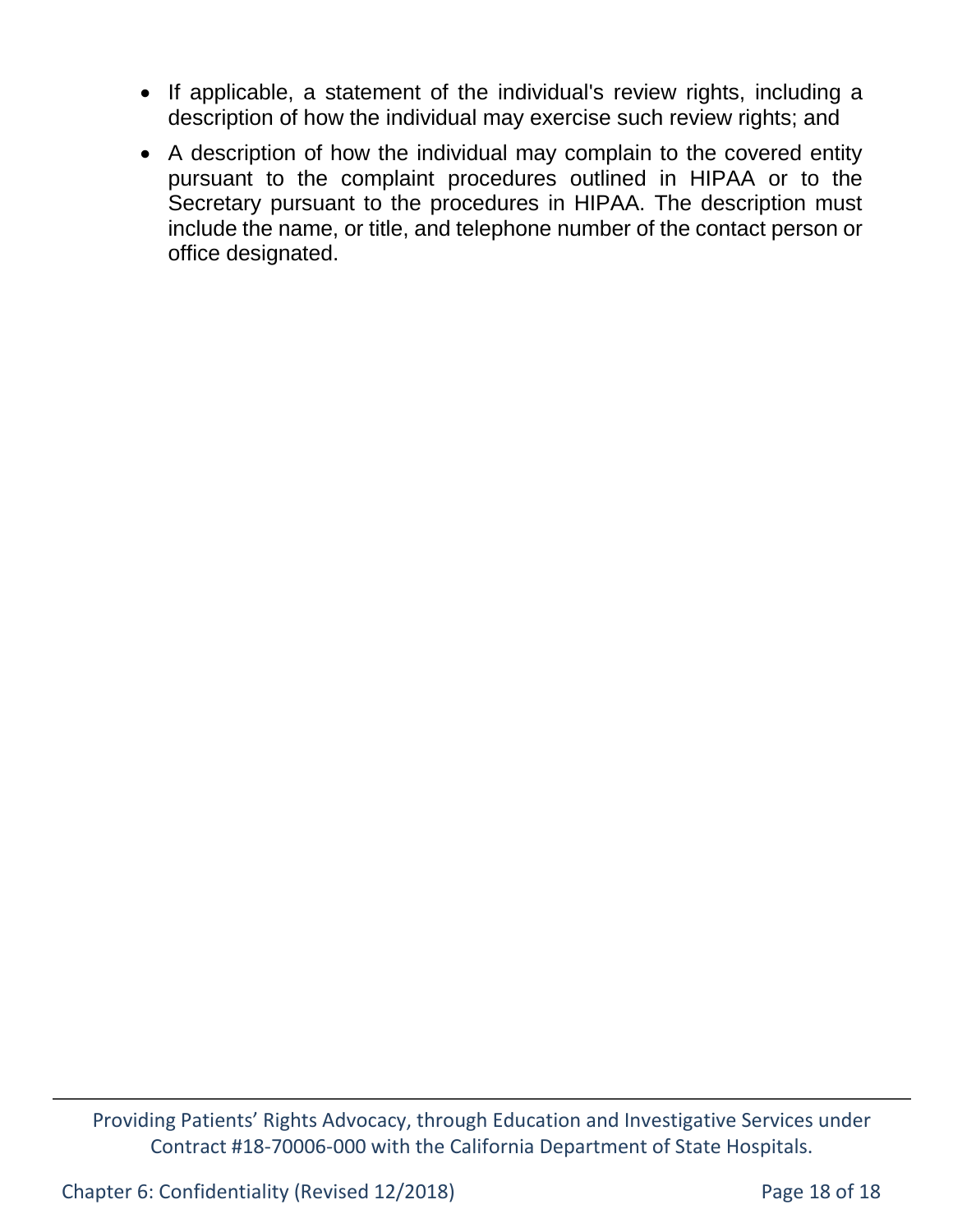- If applicable, a statement of the individual's review rights, including a description of how the individual may exercise such review rights; and
- A description of how the individual may complain to the covered entity pursuant to the complaint procedures outlined in HIPAA or to the Secretary pursuant to the procedures in HIPAA. The description must include the name, or title, and telephone number of the contact person or office designated.